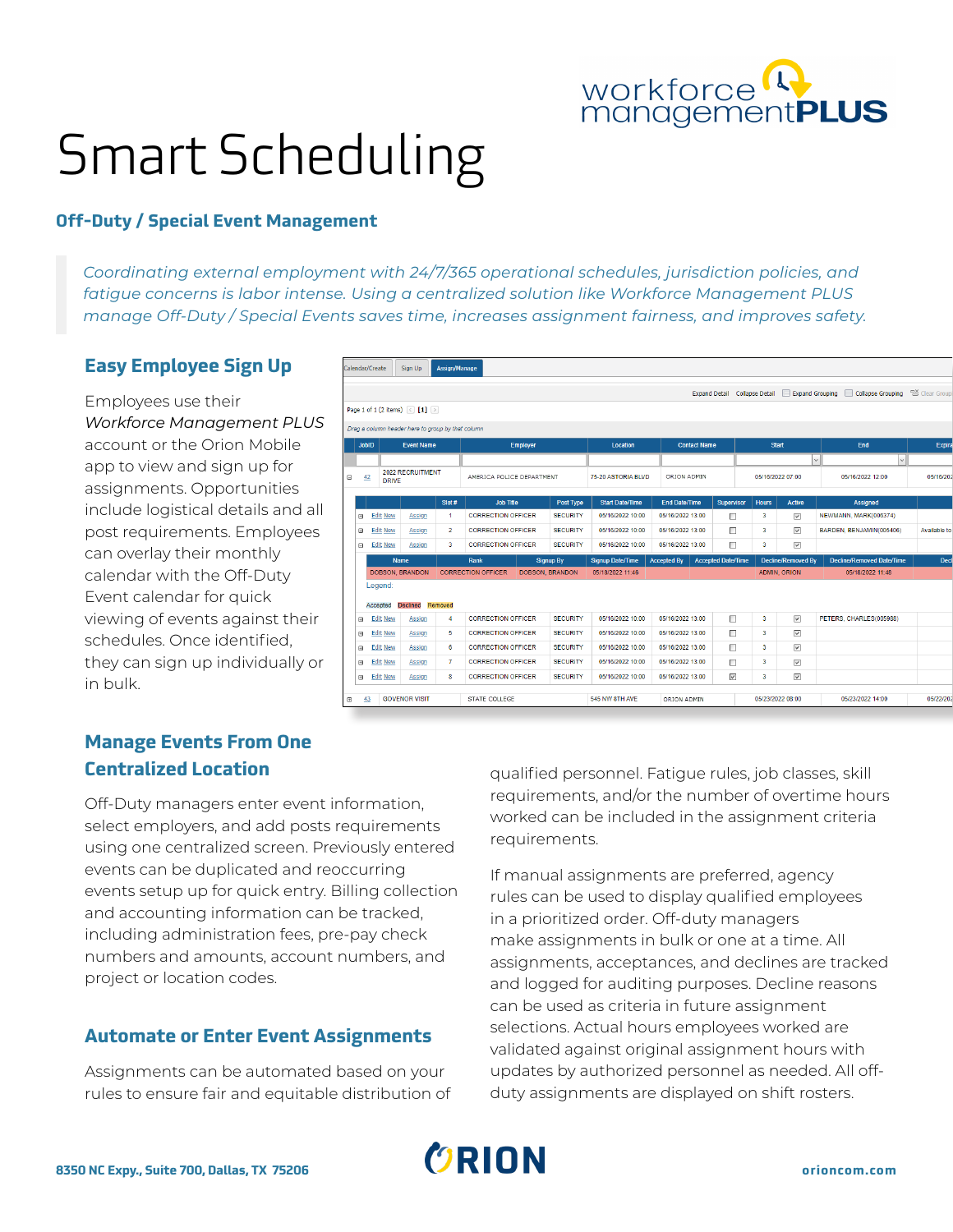# Smart Scheduling

## Off-Duty / Special Event Management

*Coordinating external employment with 24/7/365 operational schedules, jurisdiction policies, and fatigue concerns is labor intense. Using a centralized solution like Workforce Management PLUS manage Off-Duty / Special Events saves time, increases assignment fairness, and improves safety.*

### Easy Employee Sign Up

Employees use their *Workforce Management PLUS* account or the Orion Mobile app to view and sign up for assignments. Opportunities include logistical details and all post requirements. Employees can overlay their monthly calendar with the Off-Duty Event calendar for quick viewing of events against their schedules. Once identified, they can sign up individually or in bulk.

### Manage Events From One Centralized Location

Off-Duty managers enter event information, select employers, and add posts requirements using one centralized screen. Previously entered events can be duplicated and reoccurring events setup up for quick entry. Billing collection and accounting information can be tracked, including administration fees, pre-pay check numbers and amounts, account numbers, and project or location codes.

### Automate or Enter Event Assignments

Assignments can be automated based on your rules to ensure fair and equitable distribution of qualified personnel. Fatigue rules, job classes, skill requirements, and/or the number of overtime hours worked can be included in the assignment criteria requirements.

If manual assignments are preferred, agency rules can be used to display qualified employees in a prioritized order. Off-duty managers make assignments in bulk or one at a time. All assignments, acceptances, and declines are tracked and logged for auditing purposes. Decline reasons can be used as criteria in future assignment selections. Actual hours employees worked are validated against original assignment hours with updates by authorized personnel as needed. All off-duty assignments are displayed on shift rosters.

8350 NC Expy., Suite 700, Dallas, TX 75206

orioncom.com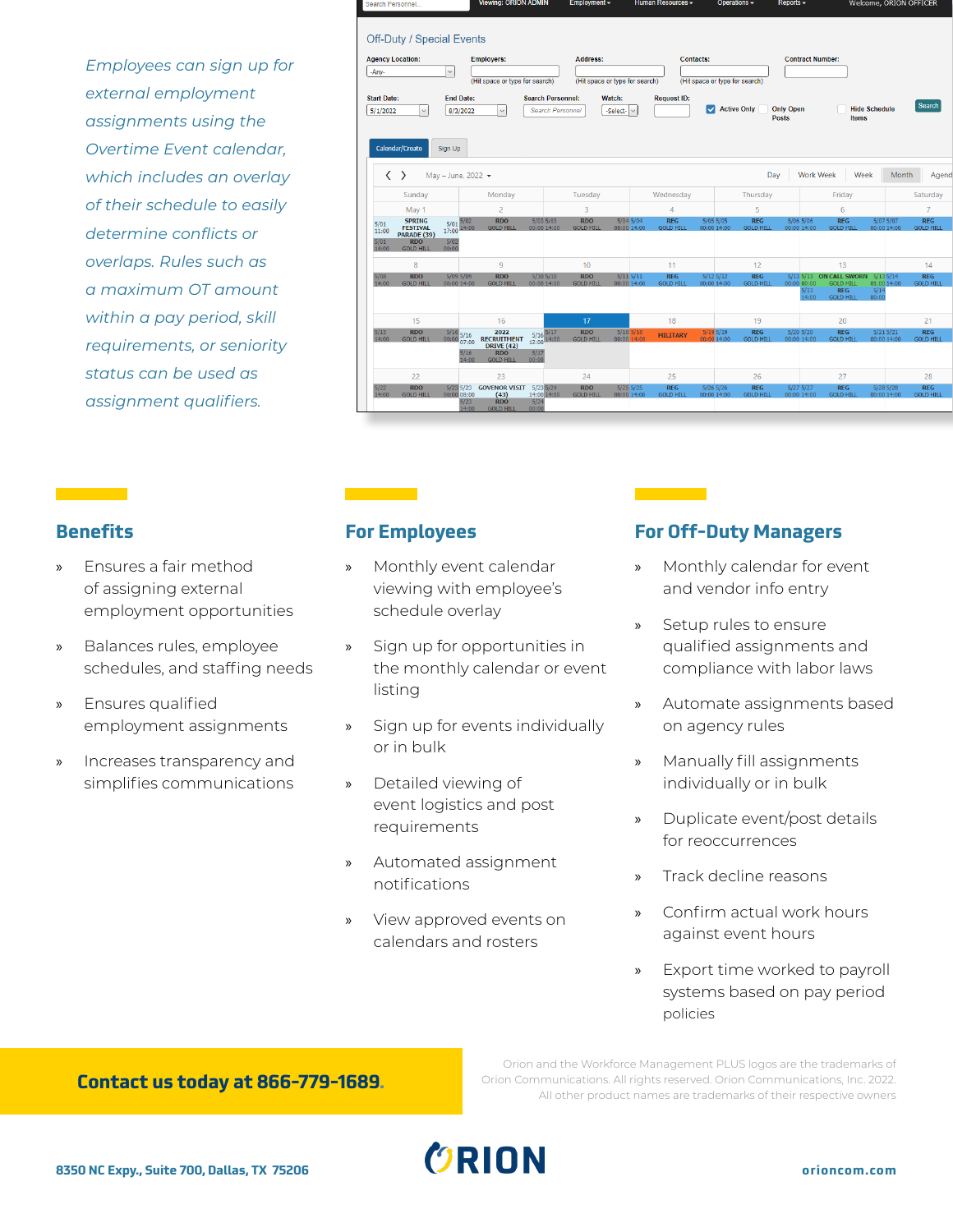*Employees can sign up for external employment assignments using the Overtime Event calendar, which includes an overlay of their schedule to easily determine conflicts or overlaps. Rules such as a maximum OT amount within a pay period, skill requirements, or seniority status can be used as assignment qualifiers.*

## Benefits

- Ensures a fair method of assigning external employment opportunities
- Balances rules, employee schedules, and staffing needs
- Ensures qualified employment assignments
- Increases transparency and simplifies communications

## For Employees

- Monthly event calendar viewing with employee's schedule overlay
- Sign up for opportunities in the monthly calendar or event listing
- Sign up for events individually or in bulk
- Detailed viewing of event logistics and post requirements
- Automated assignment notifications
- View approved events on calendars and rosters

## For Off-Duty Managers

- Monthly calendar for event and vendor info entry
- Setup rules to ensure qualified assignments and compliance with labor laws
- Automate assignments based on agency rules
- Manually fill assignments individually or in bulk
- Duplicate event/post details for reoccurrences
- Track decline reasons
- Confirm actual work hours against event hours
- Export time worked to payroll systems based on pay period policies

**Contact us today at 866-779-1689.**

Orion and the Workforce Management PLUS logos are the trademarks of Orion Communications. All rights reserved. Orion Communications, Inc. 2022. All other product names are trademarks of their respective owners

8350 NC Expy., Suite 700, Dallas, TX 75206

ORION

orioncom.com